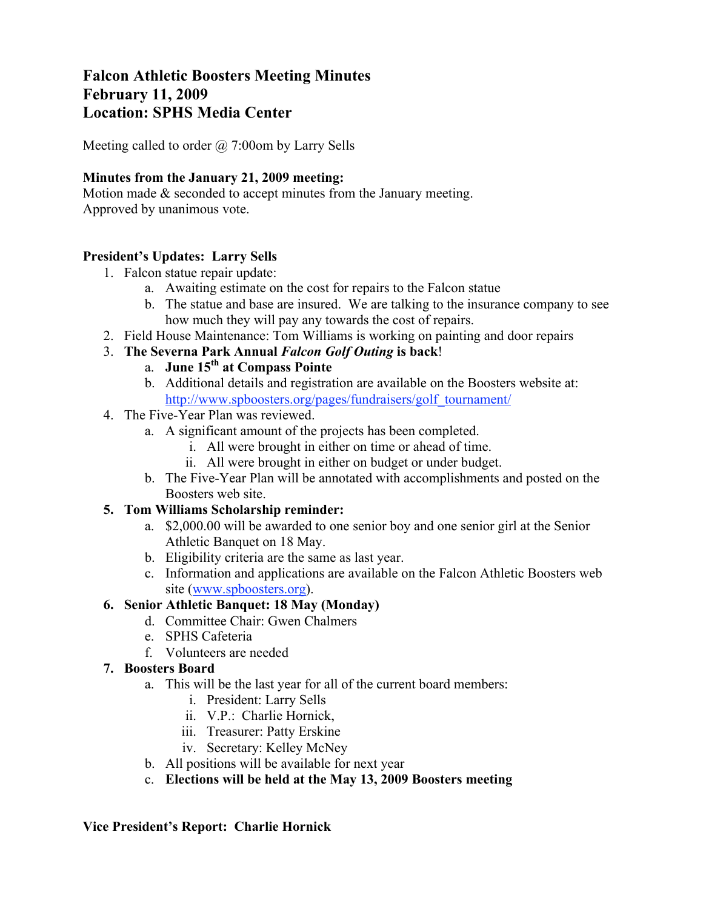# Falcon Athletic Boosters Meeting Minutes
# February 11, 2009
# Location: SPHS Media Center

Meeting called to order @ 7:00om by Larry Sells

**Minutes from the January 21, 2009 meeting:**
Motion made & seconded to accept minutes from the January meeting.
Approved by unanimous vote.

**President's Updates: Larry Sells**

1. Falcon statue repair update:
   a. Awaiting estimate on the cost for repairs to the Falcon statue
   b. The statue and base are insured. We are talking to the insurance company to see how much they will pay any towards the cost of repairs.
2. Field House Maintenance: Tom Williams is working on painting and door repairs
3. **The Severna Park Annual *Falcon Golf Outing* is back**!
   a. **June 15th at Compass Pointe**
   b. Additional details and registration are available on the Boosters website at: http://www.spboosters.org/pages/fundraisers/golf_tournament/
4. The Five-Year Plan was reviewed.
   a. A significant amount of the projects has been completed.
      i. All were brought in either on time or ahead of time.
      ii. All were brought in either on budget or under budget.
   b. The Five-Year Plan will be annotated with accomplishments and posted on the Boosters web site.
5. **Tom Williams Scholarship reminder:**
   a. $2,000.00 will be awarded to one senior boy and one senior girl at the Senior Athletic Banquet on 18 May.
   b. Eligibility criteria are the same as last year.
   c. Information and applications are available on the Falcon Athletic Boosters web site (www.spboosters.org).
6. **Senior Athletic Banquet: 18 May (Monday)**
   d. Committee Chair: Gwen Chalmers
   e. SPHS Cafeteria
   f. Volunteers are needed
7. **Boosters Board**
   a. This will be the last year for all of the current board members:
      i. President: Larry Sells
      ii. V.P.: Charlie Hornick,
      iii. Treasurer: Patty Erskine
      iv. Secretary: Kelley McNey
   b. All positions will be available for next year
   c. **Elections will be held at the May 13, 2009 Boosters meeting**

**Vice President's Report: Charlie Hornick**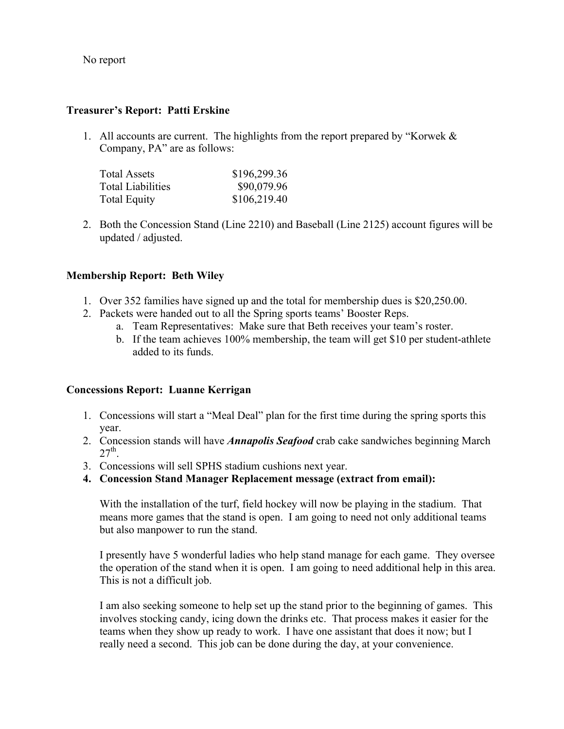No report

**Treasurer's Report: Patti Erskine**

1. All accounts are current. The highlights from the report prepared by "Korwek & Company, PA" are as follows:

| | |
|---|---|
| Total Assets | $196,299.36 |
| Total Liabilities | $90,079.96 |
| Total Equity | $106,219.40 |

2. Both the Concession Stand (Line 2210) and Baseball (Line 2125) account figures will be updated / adjusted.

**Membership Report: Beth Wiley**

1. Over 352 families have signed up and the total for membership dues is $20,250.00.
2. Packets were handed out to all the Spring sports teams' Booster Reps.
   a. Team Representatives: Make sure that Beth receives your team's roster.
   b. If the team achieves 100% membership, the team will get $10 per student-athlete added to its funds.

**Concessions Report: Luanne Kerrigan**

1. Concessions will start a "Meal Deal" plan for the first time during the spring sports this year.
2. Concession stands will have ***Annapolis Seafood*** crab cake sandwiches beginning March 27th.
3. Concessions will sell SPHS stadium cushions next year.
4. **Concession Stand Manager Replacement message (extract from email):**

   With the installation of the turf, field hockey will now be playing in the stadium. That means more games that the stand is open. I am going to need not only additional teams but also manpower to run the stand.

   I presently have 5 wonderful ladies who help stand manage for each game. They oversee the operation of the stand when it is open. I am going to need additional help in this area. This is not a difficult job.

   I am also seeking someone to help set up the stand prior to the beginning of games. This involves stocking candy, icing down the drinks etc. That process makes it easier for the teams when they show up ready to work. I have one assistant that does it now; but I really need a second. This job can be done during the day, at your convenience.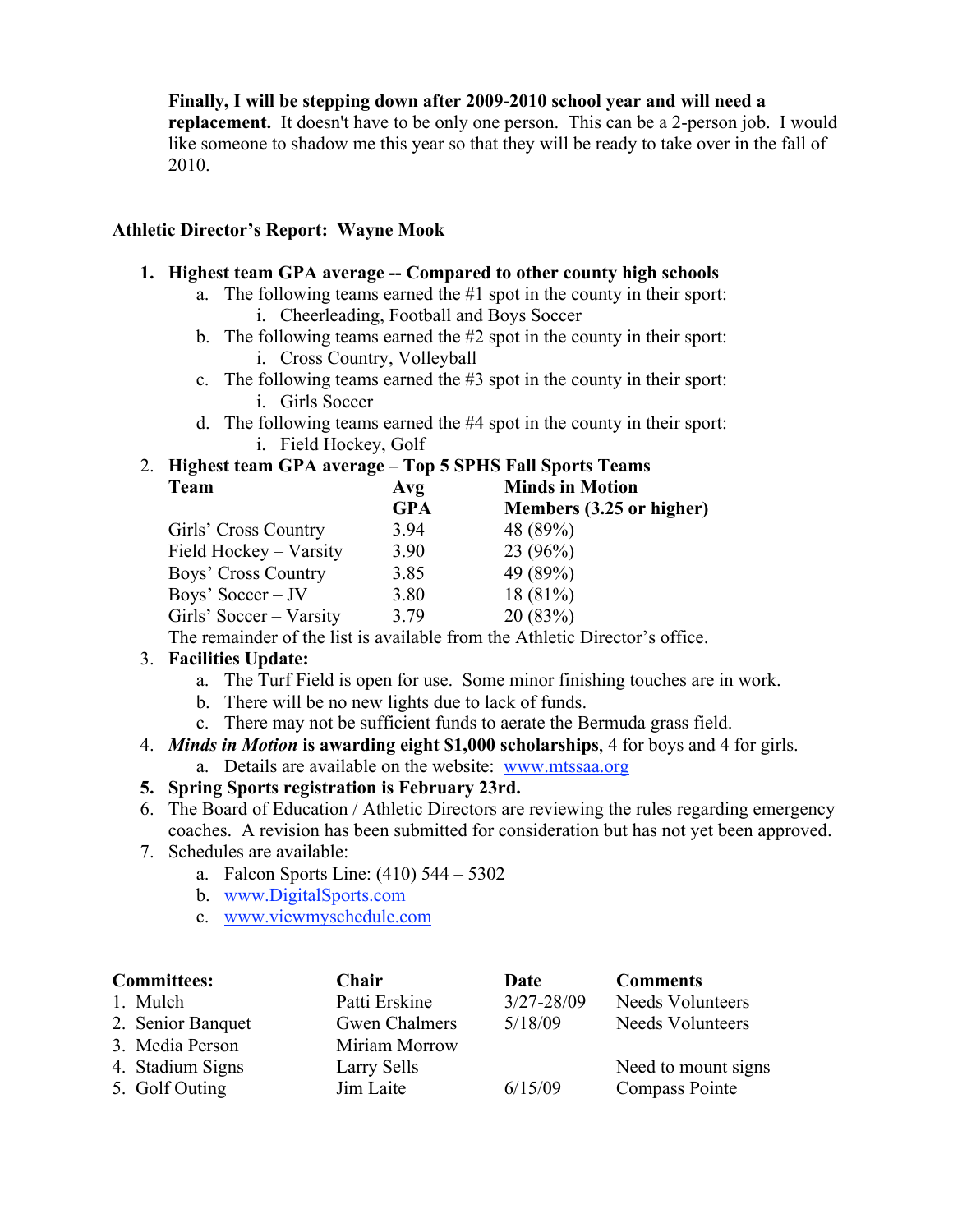**Finally, I will be stepping down after 2009-2010 school year and will need a replacement.** It doesn't have to be only one person. This can be a 2-person job. I would like someone to shadow me this year so that they will be ready to take over in the fall of 2010.

**Athletic Director's Report: Wayne Mook**

1. **Highest team GPA average -- Compared to other county high schools**
   a. The following teams earned the #1 spot in the county in their sport:
      i. Cheerleading, Football and Boys Soccer
   b. The following teams earned the #2 spot in the county in their sport:
      i. Cross Country, Volleyball
   c. The following teams earned the #3 spot in the county in their sport:
      i. Girls Soccer
   d. The following teams earned the #4 spot in the county in their sport:
      i. Field Hockey, Golf
2. **Highest team GPA average – Top 5 SPHS Fall Sports Teams**

   | Team | Avg GPA | Minds in Motion Members (3.25 or higher) |
   |---|---|---|
   | Girls' Cross Country | 3.94 | 48 (89%) |
   | Field Hockey – Varsity | 3.90 | 23 (96%) |
   | Boys' Cross Country | 3.85 | 49 (89%) |
   | Boys' Soccer – JV | 3.80 | 18 (81%) |
   | Girls' Soccer – Varsity | 3.79 | 20 (83%) |

   The remainder of the list is available from the Athletic Director's office.
3. **Facilities Update:**
   a. The Turf Field is open for use. Some minor finishing touches are in work.
   b. There will be no new lights due to lack of funds.
   c. There may not be sufficient funds to aerate the Bermuda grass field.
4. ***Minds in Motion* is awarding eight $1,000 scholarships**, 4 for boys and 4 for girls.
   a. Details are available on the website: www.mtssaa.org
5. **Spring Sports registration is February 23rd.**
6. The Board of Education / Athletic Directors are reviewing the rules regarding emergency coaches. A revision has been submitted for consideration but has not yet been approved.
7. Schedules are available:
   a. Falcon Sports Line: (410) 544 – 5302
   b. www.DigitalSports.com
   c. www.viewmyschedule.com

| Committees: | Chair | Date | Comments |
|---|---|---|---|
| 1. Mulch | Patti Erskine | 3/27-28/09 | Needs Volunteers |
| 2. Senior Banquet | Gwen Chalmers | 5/18/09 | Needs Volunteers |
| 3. Media Person | Miriam Morrow | | |
| 4. Stadium Signs | Larry Sells | | Need to mount signs |
| 5. Golf Outing | Jim Laite | 6/15/09 | Compass Pointe |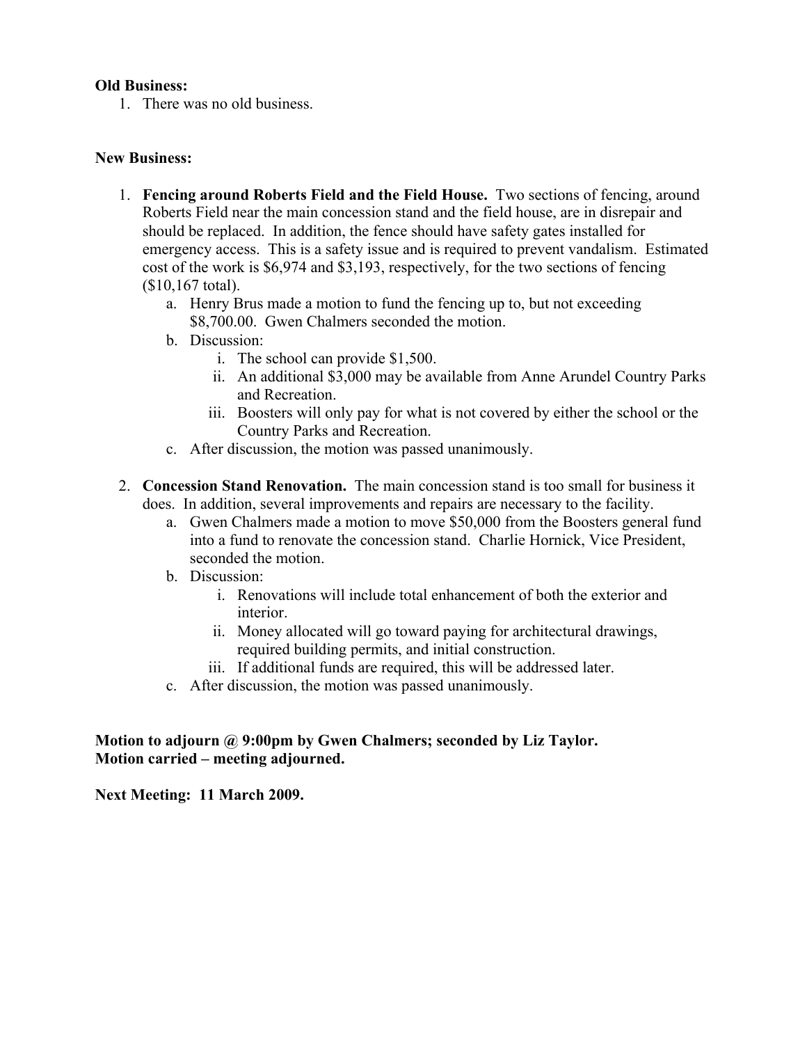**Old Business:**

1. There was no old business.

**New Business:**

1. **Fencing around Roberts Field and the Field House.** Two sections of fencing, around Roberts Field near the main concession stand and the field house, are in disrepair and should be replaced. In addition, the fence should have safety gates installed for emergency access. This is a safety issue and is required to prevent vandalism. Estimated cost of the work is $6,974 and $3,193, respectively, for the two sections of fencing ($10,167 total).
   a. Henry Brus made a motion to fund the fencing up to, but not exceeding $8,700.00. Gwen Chalmers seconded the motion.
   b. Discussion:
      i. The school can provide $1,500.
      ii. An additional $3,000 may be available from Anne Arundel Country Parks and Recreation.
      iii. Boosters will only pay for what is not covered by either the school or the Country Parks and Recreation.
   c. After discussion, the motion was passed unanimously.

2. **Concession Stand Renovation.** The main concession stand is too small for business it does. In addition, several improvements and repairs are necessary to the facility.
   a. Gwen Chalmers made a motion to move $50,000 from the Boosters general fund into a fund to renovate the concession stand. Charlie Hornick, Vice President, seconded the motion.
   b. Discussion:
      i. Renovations will include total enhancement of both the exterior and interior.
      ii. Money allocated will go toward paying for architectural drawings, required building permits, and initial construction.
      iii. If additional funds are required, this will be addressed later.
   c. After discussion, the motion was passed unanimously.

**Motion to adjourn @ 9:00pm by Gwen Chalmers; seconded by Liz Taylor.**
**Motion carried – meeting adjourned.**

**Next Meeting: 11 March 2009.**